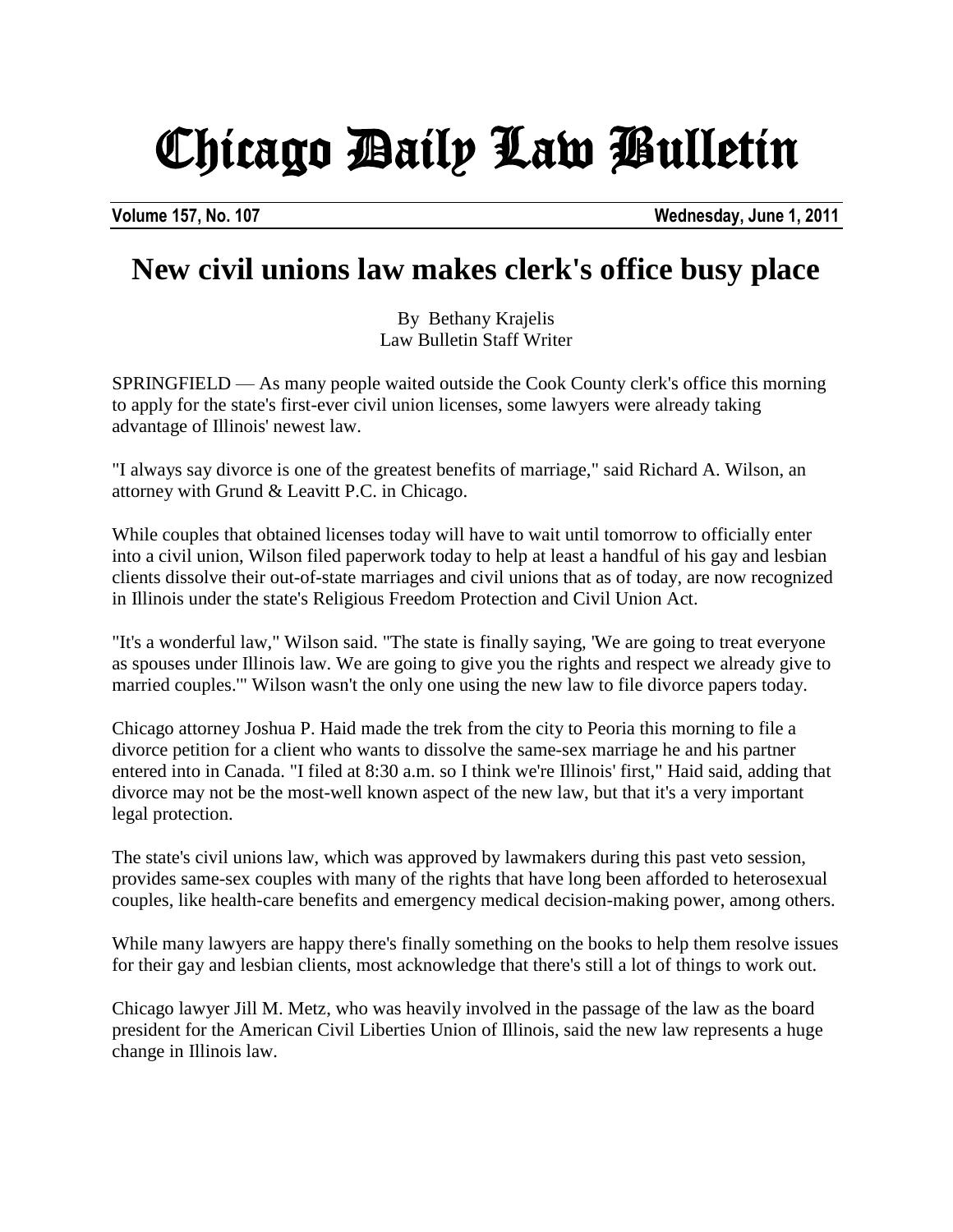# Chicago Daily Law Bulletin

**Volume 157, No. 107** **Wednesday, June 1, 2011**

## New civil unions law makes clerk's office busy place

By Bethany Krajelis
Law Bulletin Staff Writer

SPRINGFIELD — As many people waited outside the Cook County clerk's office this morning to apply for the state's first-ever civil union licenses, some lawyers were already taking advantage of Illinois' newest law.

"I always say divorce is one of the greatest benefits of marriage," said Richard A. Wilson, an attorney with Grund & Leavitt P.C. in Chicago.

While couples that obtained licenses today will have to wait until tomorrow to officially enter into a civil union, Wilson filed paperwork today to help at least a handful of his gay and lesbian clients dissolve their out-of-state marriages and civil unions that as of today, are now recognized in Illinois under the state's Religious Freedom Protection and Civil Union Act.

"It's a wonderful law," Wilson said. "The state is finally saying, 'We are going to treat everyone as spouses under Illinois law. We are going to give you the rights and respect we already give to married couples.'" Wilson wasn't the only one using the new law to file divorce papers today.

Chicago attorney Joshua P. Haid made the trek from the city to Peoria this morning to file a divorce petition for a client who wants to dissolve the same-sex marriage he and his partner entered into in Canada. "I filed at 8:30 a.m. so I think we're Illinois' first," Haid said, adding that divorce may not be the most-well known aspect of the new law, but that it's a very important legal protection.

The state's civil unions law, which was approved by lawmakers during this past veto session, provides same-sex couples with many of the rights that have long been afforded to heterosexual couples, like health-care benefits and emergency medical decision-making power, among others.

While many lawyers are happy there's finally something on the books to help them resolve issues for their gay and lesbian clients, most acknowledge that there's still a lot of things to work out.

Chicago lawyer Jill M. Metz, who was heavily involved in the passage of the law as the board president for the American Civil Liberties Union of Illinois, said the new law represents a huge change in Illinois law.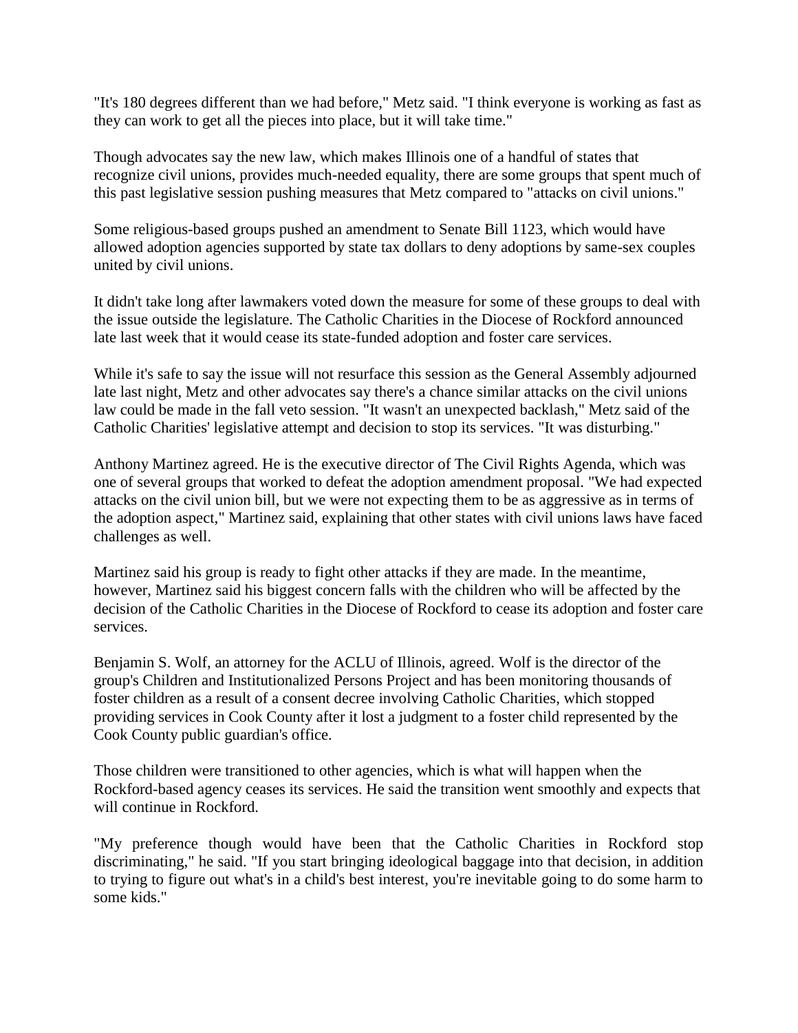"It's 180 degrees different than we had before," Metz said. "I think everyone is working as fast as they can work to get all the pieces into place, but it will take time."

Though advocates say the new law, which makes Illinois one of a handful of states that recognize civil unions, provides much-needed equality, there are some groups that spent much of this past legislative session pushing measures that Metz compared to "attacks on civil unions."

Some religious-based groups pushed an amendment to Senate Bill 1123, which would have allowed adoption agencies supported by state tax dollars to deny adoptions by same-sex couples united by civil unions.

It didn't take long after lawmakers voted down the measure for some of these groups to deal with the issue outside the legislature. The Catholic Charities in the Diocese of Rockford announced late last week that it would cease its state-funded adoption and foster care services.

While it's safe to say the issue will not resurface this session as the General Assembly adjourned late last night, Metz and other advocates say there's a chance similar attacks on the civil unions law could be made in the fall veto session. "It wasn't an unexpected backlash," Metz said of the Catholic Charities' legislative attempt and decision to stop its services. "It was disturbing."

Anthony Martinez agreed. He is the executive director of The Civil Rights Agenda, which was one of several groups that worked to defeat the adoption amendment proposal. "We had expected attacks on the civil union bill, but we were not expecting them to be as aggressive as in terms of the adoption aspect," Martinez said, explaining that other states with civil unions laws have faced challenges as well.

Martinez said his group is ready to fight other attacks if they are made. In the meantime, however, Martinez said his biggest concern falls with the children who will be affected by the decision of the Catholic Charities in the Diocese of Rockford to cease its adoption and foster care services.

Benjamin S. Wolf, an attorney for the ACLU of Illinois, agreed. Wolf is the director of the group's Children and Institutionalized Persons Project and has been monitoring thousands of foster children as a result of a consent decree involving Catholic Charities, which stopped providing services in Cook County after it lost a judgment to a foster child represented by the Cook County public guardian's office.

Those children were transitioned to other agencies, which is what will happen when the Rockford-based agency ceases its services. He said the transition went smoothly and expects that will continue in Rockford.

"My preference though would have been that the Catholic Charities in Rockford stop discriminating," he said. "If you start bringing ideological baggage into that decision, in addition to trying to figure out what's in a child's best interest, you're inevitable going to do some harm to some kids."